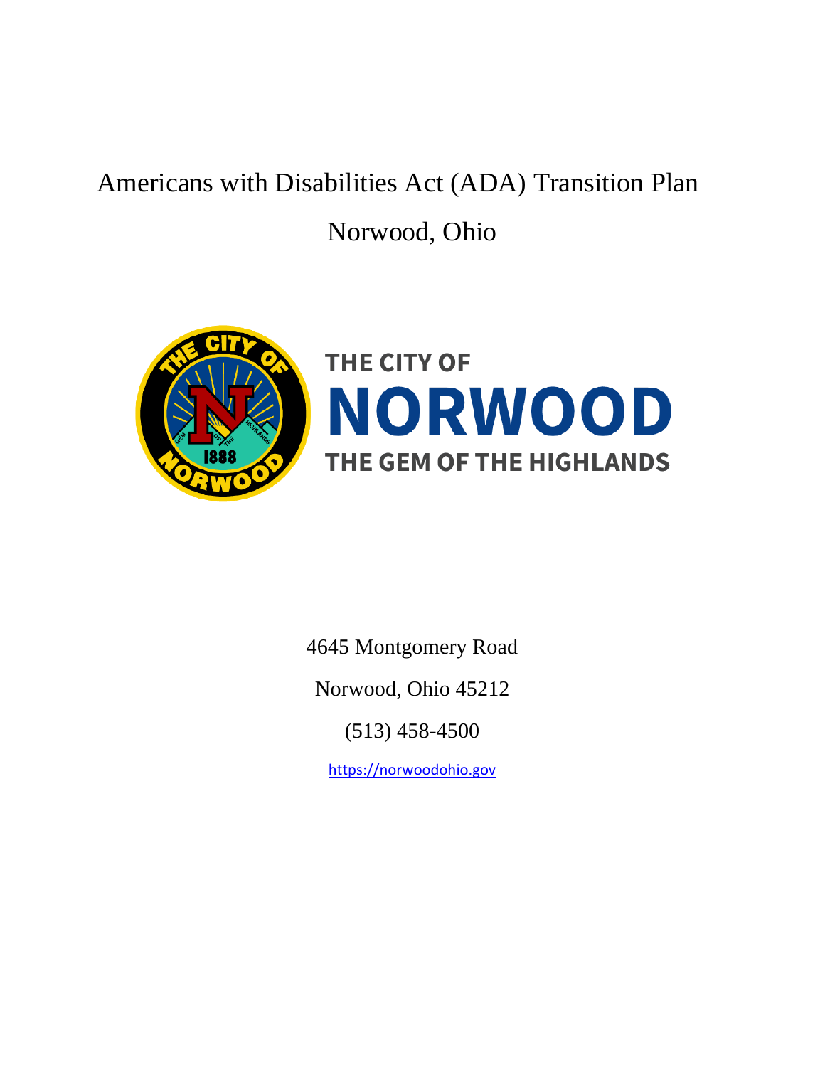# Americans with Disabilities Act (ADA) Transition Plan

## Norwood, Ohio

THE CITY OF
NORWOOD
THE GEM OF THE HIGHLANDS

4645 Montgomery Road

Norwood, Ohio 45212

(513) 458-4500

https://norwoodohio.gov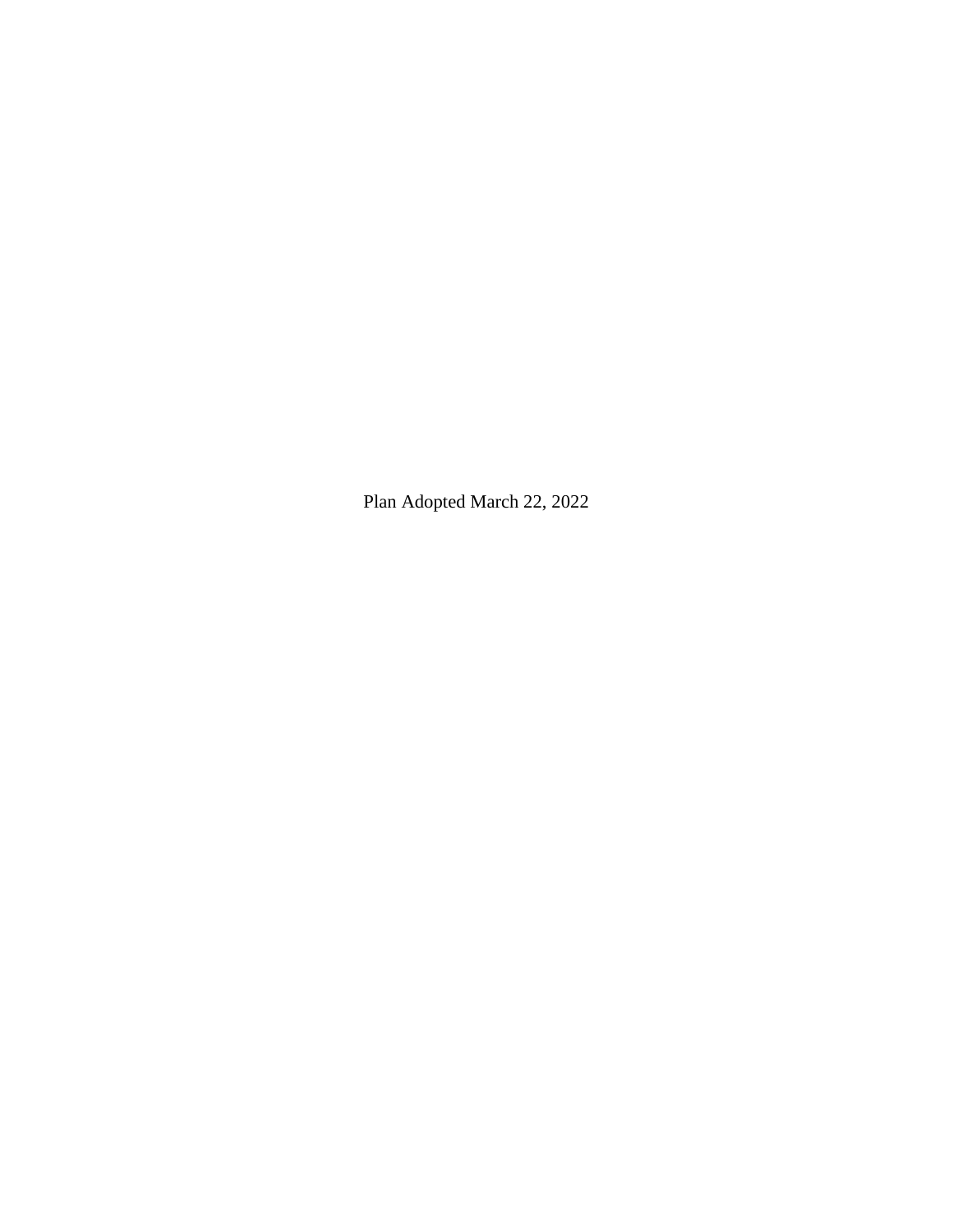Plan Adopted March 22, 2022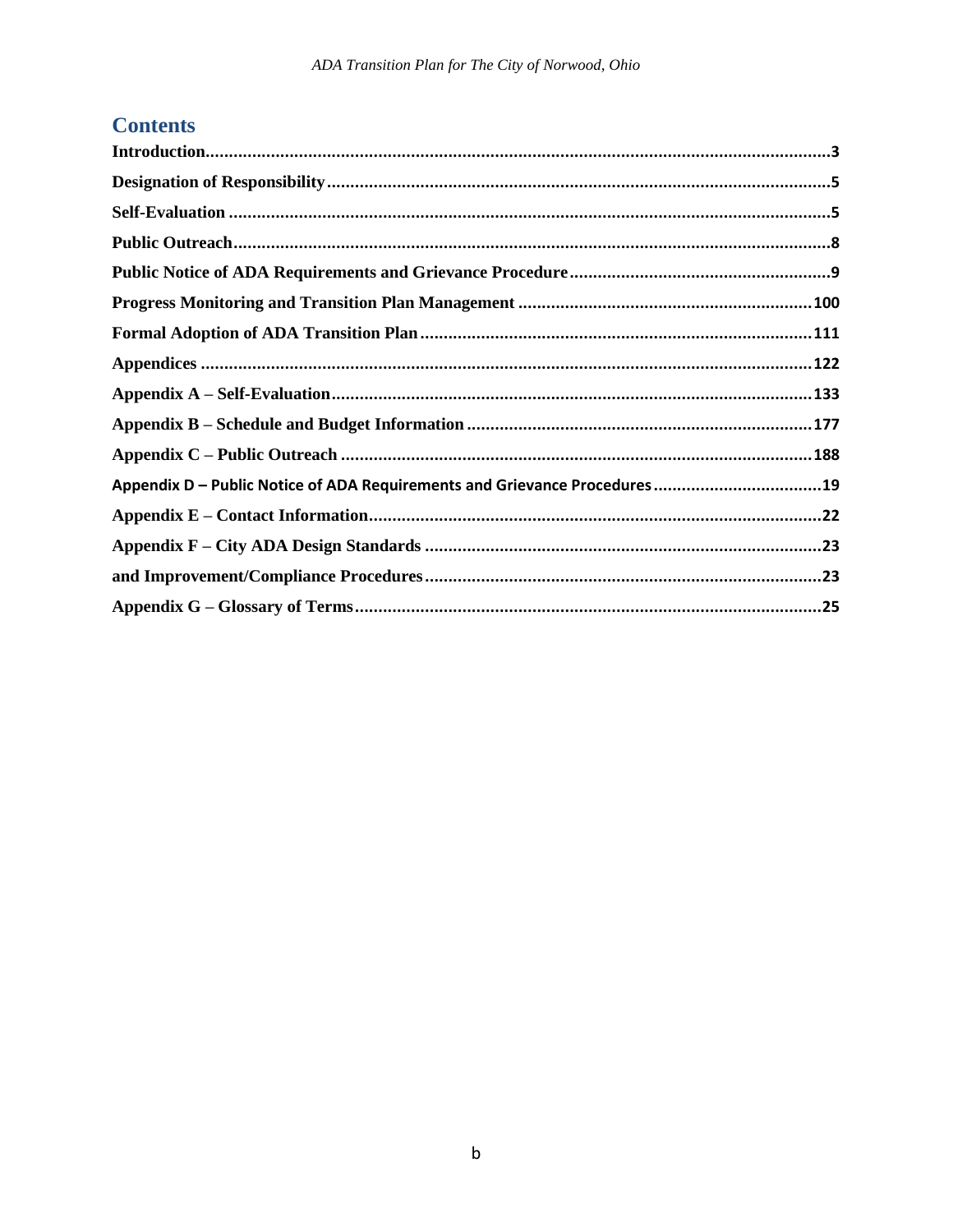# Contents

**Introduction**......3

**Designation of Responsibility**......5

**Self-Evaluation**......5

**Public Outreach**......8

**Public Notice of ADA Requirements and Grievance Procedure**......9

**Progress Monitoring and Transition Plan Management**......100

**Formal Adoption of ADA Transition Plan**......111

**Appendices**......122

**Appendix A – Self-Evaluation**......133

**Appendix B – Schedule and Budget Information**......177

**Appendix C – Public Outreach**......188

**Appendix D – Public Notice of ADA Requirements and Grievance Procedures**......19

**Appendix E – Contact Information**......22

**Appendix F – City ADA Design Standards**......23

**and Improvement/Compliance Procedures**......23

**Appendix G – Glossary of Terms**......25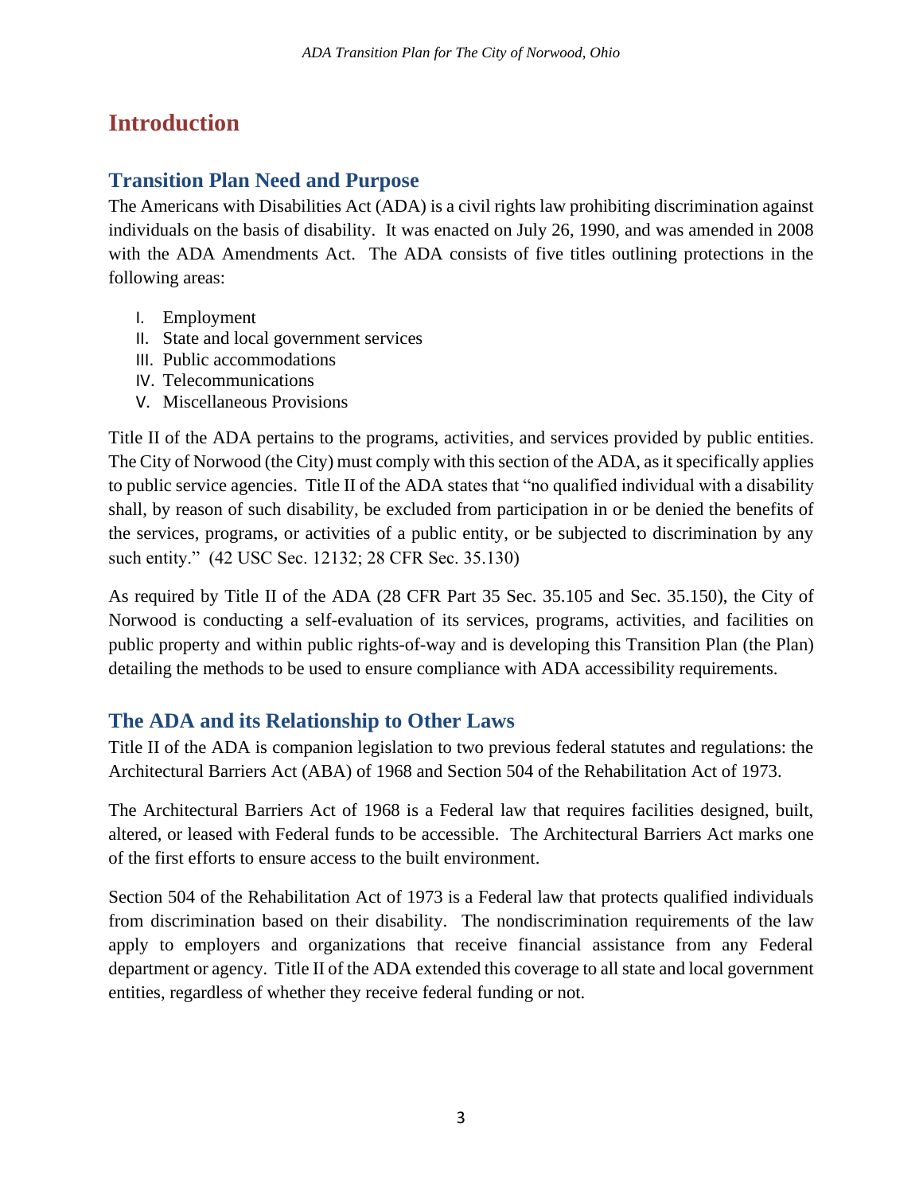# Introduction

## Transition Plan Need and Purpose

The Americans with Disabilities Act (ADA) is a civil rights law prohibiting discrimination against individuals on the basis of disability. It was enacted on July 26, 1990, and was amended in 2008 with the ADA Amendments Act. The ADA consists of five titles outlining protections in the following areas:

I. Employment
II. State and local government services
III. Public accommodations
IV. Telecommunications
V. Miscellaneous Provisions

Title II of the ADA pertains to the programs, activities, and services provided by public entities. The City of Norwood (the City) must comply with this section of the ADA, as it specifically applies to public service agencies. Title II of the ADA states that "no qualified individual with a disability shall, by reason of such disability, be excluded from participation in or be denied the benefits of the services, programs, or activities of a public entity, or be subjected to discrimination by any such entity." (42 USC Sec. 12132; 28 CFR Sec. 35.130)

As required by Title II of the ADA (28 CFR Part 35 Sec. 35.105 and Sec. 35.150), the City of Norwood is conducting a self-evaluation of its services, programs, activities, and facilities on public property and within public rights-of-way and is developing this Transition Plan (the Plan) detailing the methods to be used to ensure compliance with ADA accessibility requirements.

## The ADA and its Relationship to Other Laws

Title II of the ADA is companion legislation to two previous federal statutes and regulations: the Architectural Barriers Act (ABA) of 1968 and Section 504 of the Rehabilitation Act of 1973.

The Architectural Barriers Act of 1968 is a Federal law that requires facilities designed, built, altered, or leased with Federal funds to be accessible. The Architectural Barriers Act marks one of the first efforts to ensure access to the built environment.

Section 504 of the Rehabilitation Act of 1973 is a Federal law that protects qualified individuals from discrimination based on their disability. The nondiscrimination requirements of the law apply to employers and organizations that receive financial assistance from any Federal department or agency. Title II of the ADA extended this coverage to all state and local government entities, regardless of whether they receive federal funding or not.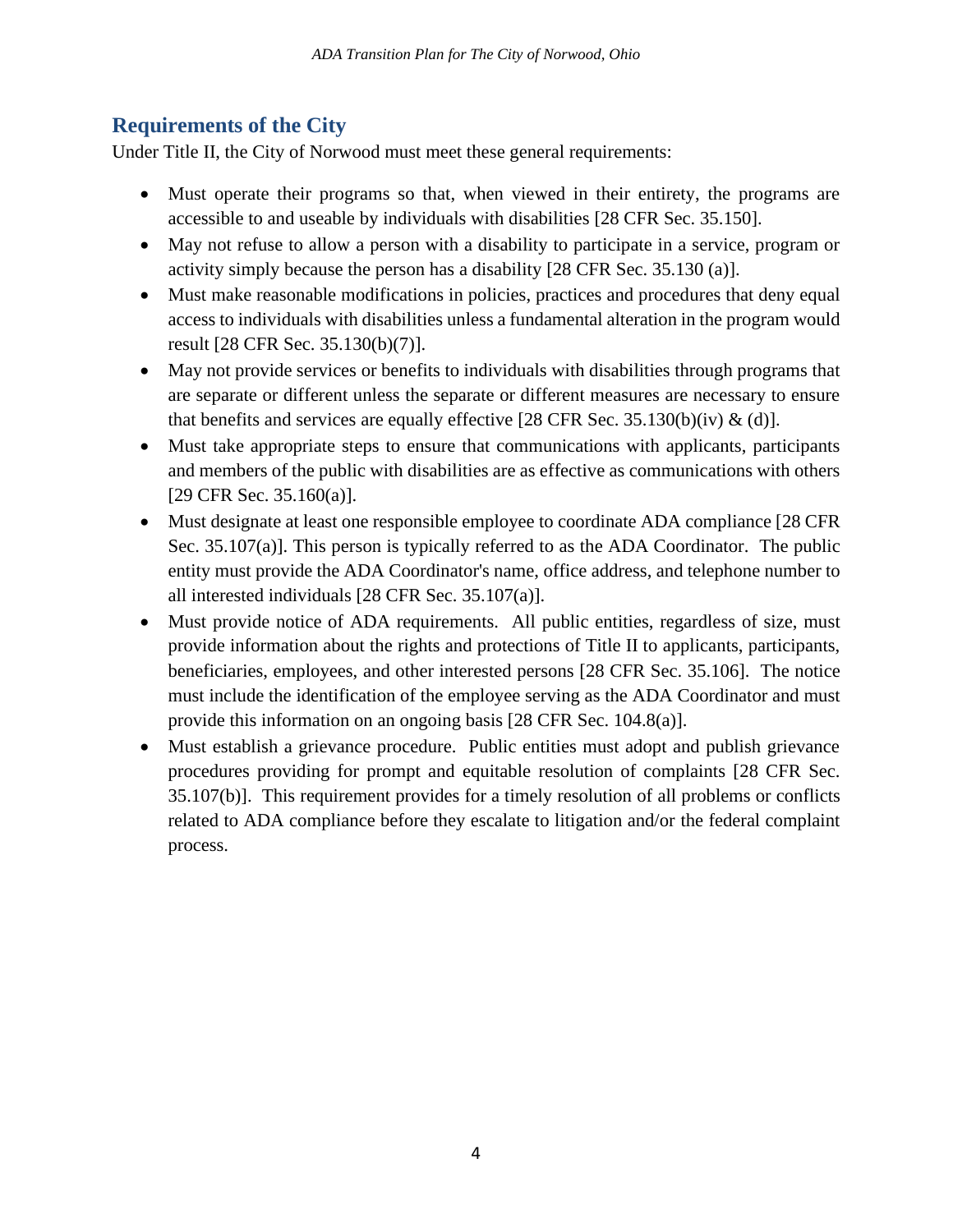## Requirements of the City

Under Title II, the City of Norwood must meet these general requirements:

- Must operate their programs so that, when viewed in their entirety, the programs are accessible to and useable by individuals with disabilities [28 CFR Sec. 35.150].
- May not refuse to allow a person with a disability to participate in a service, program or activity simply because the person has a disability [28 CFR Sec. 35.130 (a)].
- Must make reasonable modifications in policies, practices and procedures that deny equal access to individuals with disabilities unless a fundamental alteration in the program would result [28 CFR Sec. 35.130(b)(7)].
- May not provide services or benefits to individuals with disabilities through programs that are separate or different unless the separate or different measures are necessary to ensure that benefits and services are equally effective [28 CFR Sec. 35.130(b)(iv) & (d)].
- Must take appropriate steps to ensure that communications with applicants, participants and members of the public with disabilities are as effective as communications with others [29 CFR Sec. 35.160(a)].
- Must designate at least one responsible employee to coordinate ADA compliance [28 CFR Sec. 35.107(a)]. This person is typically referred to as the ADA Coordinator. The public entity must provide the ADA Coordinator's name, office address, and telephone number to all interested individuals [28 CFR Sec. 35.107(a)].
- Must provide notice of ADA requirements. All public entities, regardless of size, must provide information about the rights and protections of Title II to applicants, participants, beneficiaries, employees, and other interested persons [28 CFR Sec. 35.106]. The notice must include the identification of the employee serving as the ADA Coordinator and must provide this information on an ongoing basis [28 CFR Sec. 104.8(a)].
- Must establish a grievance procedure. Public entities must adopt and publish grievance procedures providing for prompt and equitable resolution of complaints [28 CFR Sec. 35.107(b)]. This requirement provides for a timely resolution of all problems or conflicts related to ADA compliance before they escalate to litigation and/or the federal complaint process.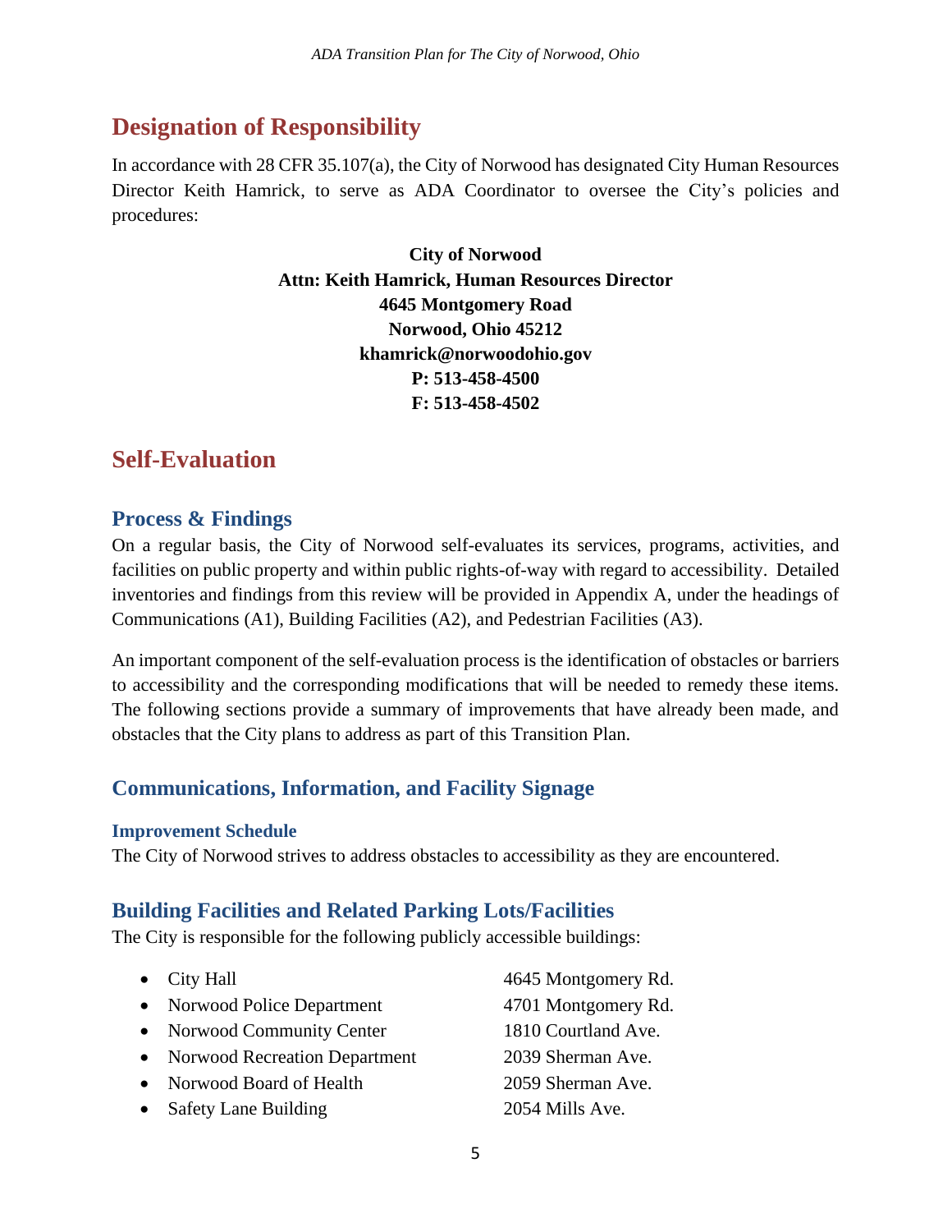## Designation of Responsibility

In accordance with 28 CFR 35.107(a), the City of Norwood has designated City Human Resources Director Keith Hamrick, to serve as ADA Coordinator to oversee the City's policies and procedures:

**City of Norwood**
**Attn: Keith Hamrick, Human Resources Director**
**4645 Montgomery Road**
**Norwood, Ohio 45212**
**khamrick@norwoodohio.gov**
**P: 513-458-4500**
**F: 513-458-4502**

## Self-Evaluation

### Process & Findings

On a regular basis, the City of Norwood self-evaluates its services, programs, activities, and facilities on public property and within public rights-of-way with regard to accessibility. Detailed inventories and findings from this review will be provided in Appendix A, under the headings of Communications (A1), Building Facilities (A2), and Pedestrian Facilities (A3).

An important component of the self-evaluation process is the identification of obstacles or barriers to accessibility and the corresponding modifications that will be needed to remedy these items. The following sections provide a summary of improvements that have already been made, and obstacles that the City plans to address as part of this Transition Plan.

### Communications, Information, and Facility Signage

#### Improvement Schedule

The City of Norwood strives to address obstacles to accessibility as they are encountered.

### Building Facilities and Related Parking Lots/Facilities

The City is responsible for the following publicly accessible buildings:

- City Hall — 4645 Montgomery Rd.
- Norwood Police Department — 4701 Montgomery Rd.
- Norwood Community Center — 1810 Courtland Ave.
- Norwood Recreation Department — 2039 Sherman Ave.
- Norwood Board of Health — 2059 Sherman Ave.
- Safety Lane Building — 2054 Mills Ave.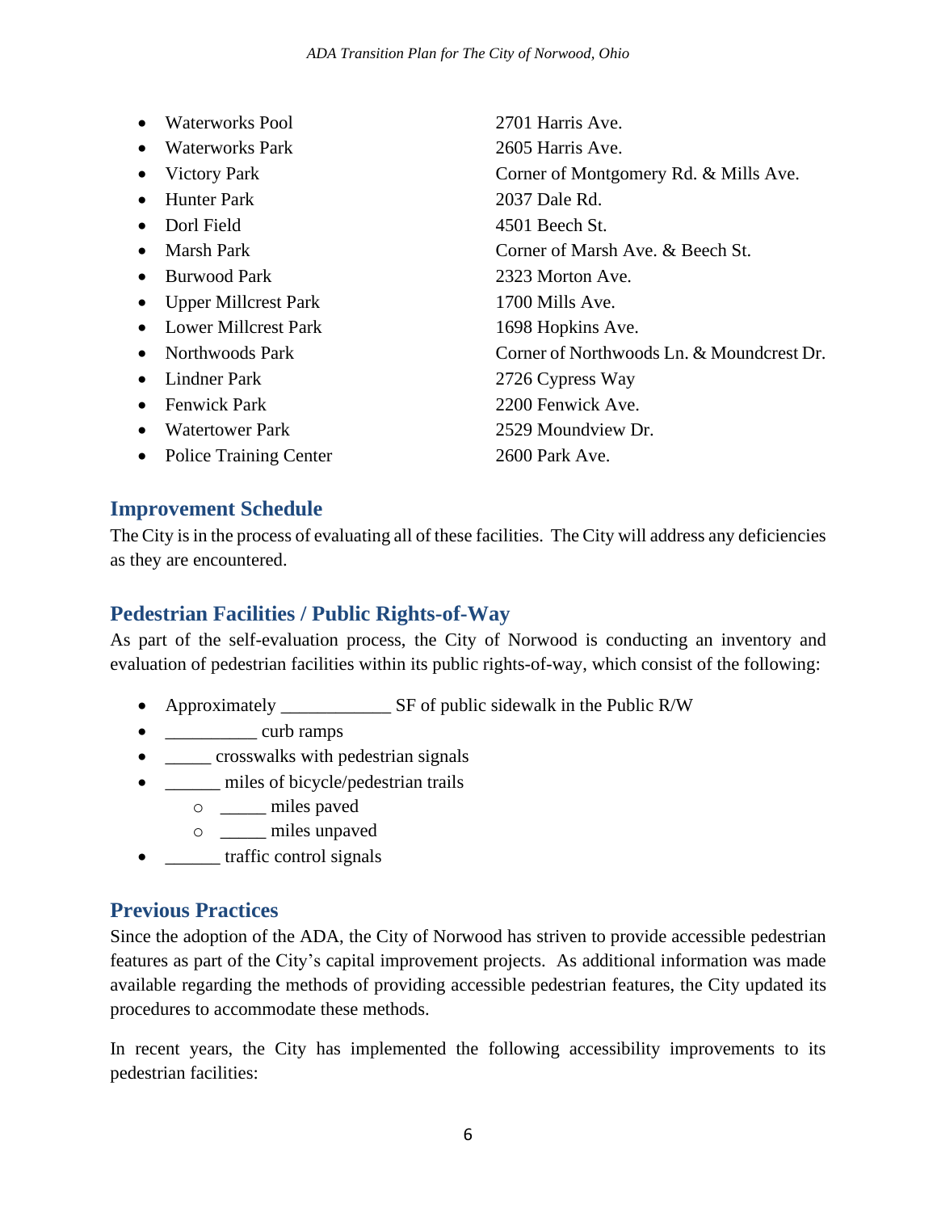- Waterworks Pool — 2701 Harris Ave.
- Waterworks Park — 2605 Harris Ave.
- Victory Park — Corner of Montgomery Rd. & Mills Ave.
- Hunter Park — 2037 Dale Rd.
- Dorl Field — 4501 Beech St.
- Marsh Park — Corner of Marsh Ave. & Beech St.
- Burwood Park — 2323 Morton Ave.
- Upper Millcrest Park — 1700 Mills Ave.
- Lower Millcrest Park — 1698 Hopkins Ave.
- Northwoods Park — Corner of Northwoods Ln. & Moundcrest Dr.
- Lindner Park — 2726 Cypress Way
- Fenwick Park — 2200 Fenwick Ave.
- Watertower Park — 2529 Moundview Dr.
- Police Training Center — 2600 Park Ave.

## Improvement Schedule

The City is in the process of evaluating all of these facilities. The City will address any deficiencies as they are encountered.

## Pedestrian Facilities / Public Rights-of-Way

As part of the self-evaluation process, the City of Norwood is conducting an inventory and evaluation of pedestrian facilities within its public rights-of-way, which consist of the following:

- Approximately ____________ SF of public sidewalk in the Public R/W
- __________ curb ramps
- _____ crosswalks with pedestrian signals
- ______ miles of bicycle/pedestrian trails
    - _____ miles paved
    - _____ miles unpaved
- ______ traffic control signals

## Previous Practices

Since the adoption of the ADA, the City of Norwood has striven to provide accessible pedestrian features as part of the City's capital improvement projects. As additional information was made available regarding the methods of providing accessible pedestrian features, the City updated its procedures to accommodate these methods.

In recent years, the City has implemented the following accessibility improvements to its pedestrian facilities: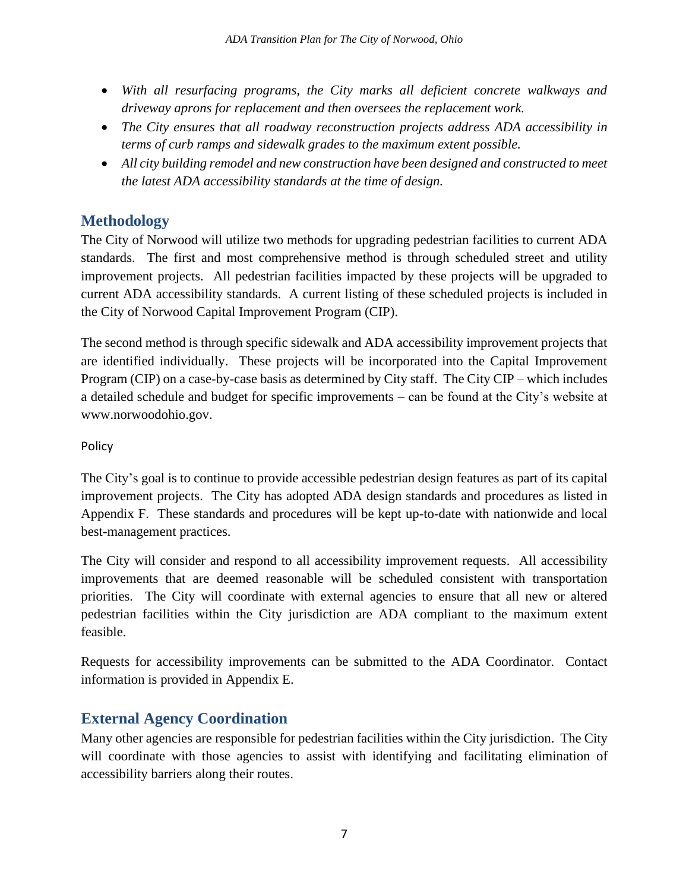- *With all resurfacing programs, the City marks all deficient concrete walkways and driveway aprons for replacement and then oversees the replacement work.*
- *The City ensures that all roadway reconstruction projects address ADA accessibility in terms of curb ramps and sidewalk grades to the maximum extent possible.*
- *All city building remodel and new construction have been designed and constructed to meet the latest ADA accessibility standards at the time of design.*

## Methodology

The City of Norwood will utilize two methods for upgrading pedestrian facilities to current ADA standards. The first and most comprehensive method is through scheduled street and utility improvement projects. All pedestrian facilities impacted by these projects will be upgraded to current ADA accessibility standards. A current listing of these scheduled projects is included in the City of Norwood Capital Improvement Program (CIP).

The second method is through specific sidewalk and ADA accessibility improvement projects that are identified individually. These projects will be incorporated into the Capital Improvement Program (CIP) on a case-by-case basis as determined by City staff. The City CIP – which includes a detailed schedule and budget for specific improvements – can be found at the City's website at www.norwoodohio.gov.

### Policy

The City's goal is to continue to provide accessible pedestrian design features as part of its capital improvement projects. The City has adopted ADA design standards and procedures as listed in Appendix F. These standards and procedures will be kept up-to-date with nationwide and local best-management practices.

The City will consider and respond to all accessibility improvement requests. All accessibility improvements that are deemed reasonable will be scheduled consistent with transportation priorities. The City will coordinate with external agencies to ensure that all new or altered pedestrian facilities within the City jurisdiction are ADA compliant to the maximum extent feasible.

Requests for accessibility improvements can be submitted to the ADA Coordinator. Contact information is provided in Appendix E.

## External Agency Coordination

Many other agencies are responsible for pedestrian facilities within the City jurisdiction. The City will coordinate with those agencies to assist with identifying and facilitating elimination of accessibility barriers along their routes.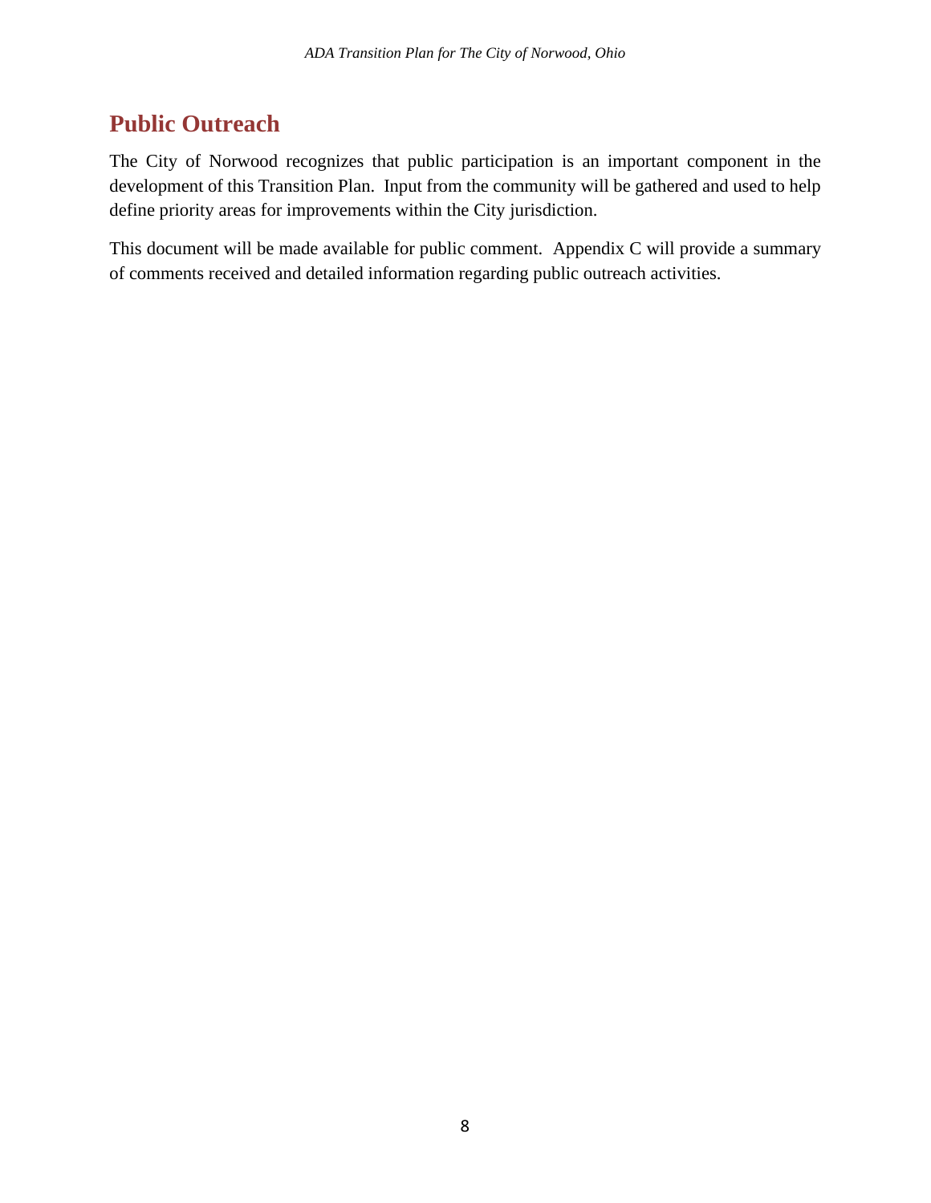## Public Outreach

The City of Norwood recognizes that public participation is an important component in the development of this Transition Plan. Input from the community will be gathered and used to help define priority areas for improvements within the City jurisdiction.

This document will be made available for public comment. Appendix C will provide a summary of comments received and detailed information regarding public outreach activities.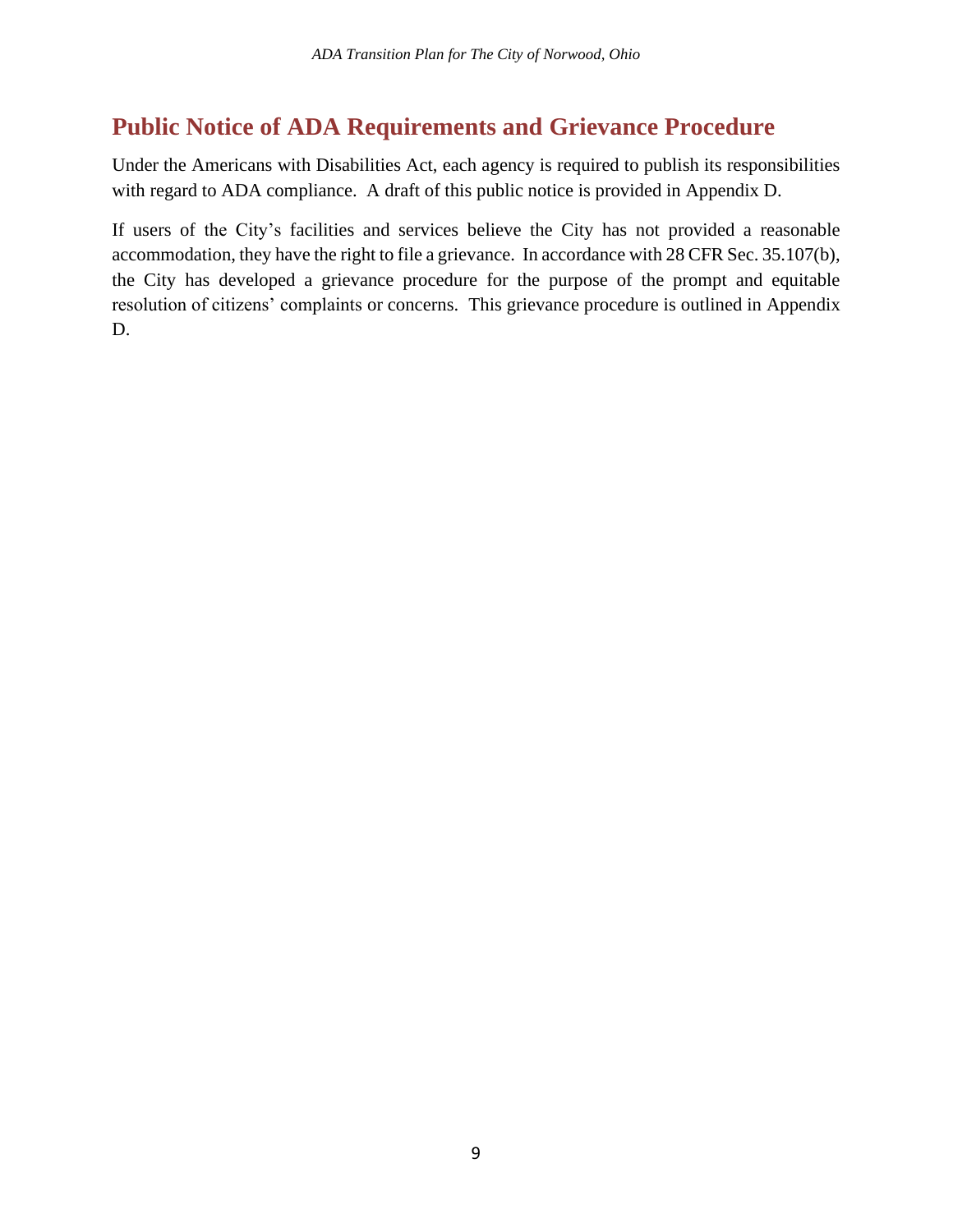## Public Notice of ADA Requirements and Grievance Procedure

Under the Americans with Disabilities Act, each agency is required to publish its responsibilities with regard to ADA compliance. A draft of this public notice is provided in Appendix D.

If users of the City's facilities and services believe the City has not provided a reasonable accommodation, they have the right to file a grievance. In accordance with 28 CFR Sec. 35.107(b), the City has developed a grievance procedure for the purpose of the prompt and equitable resolution of citizens' complaints or concerns. This grievance procedure is outlined in Appendix D.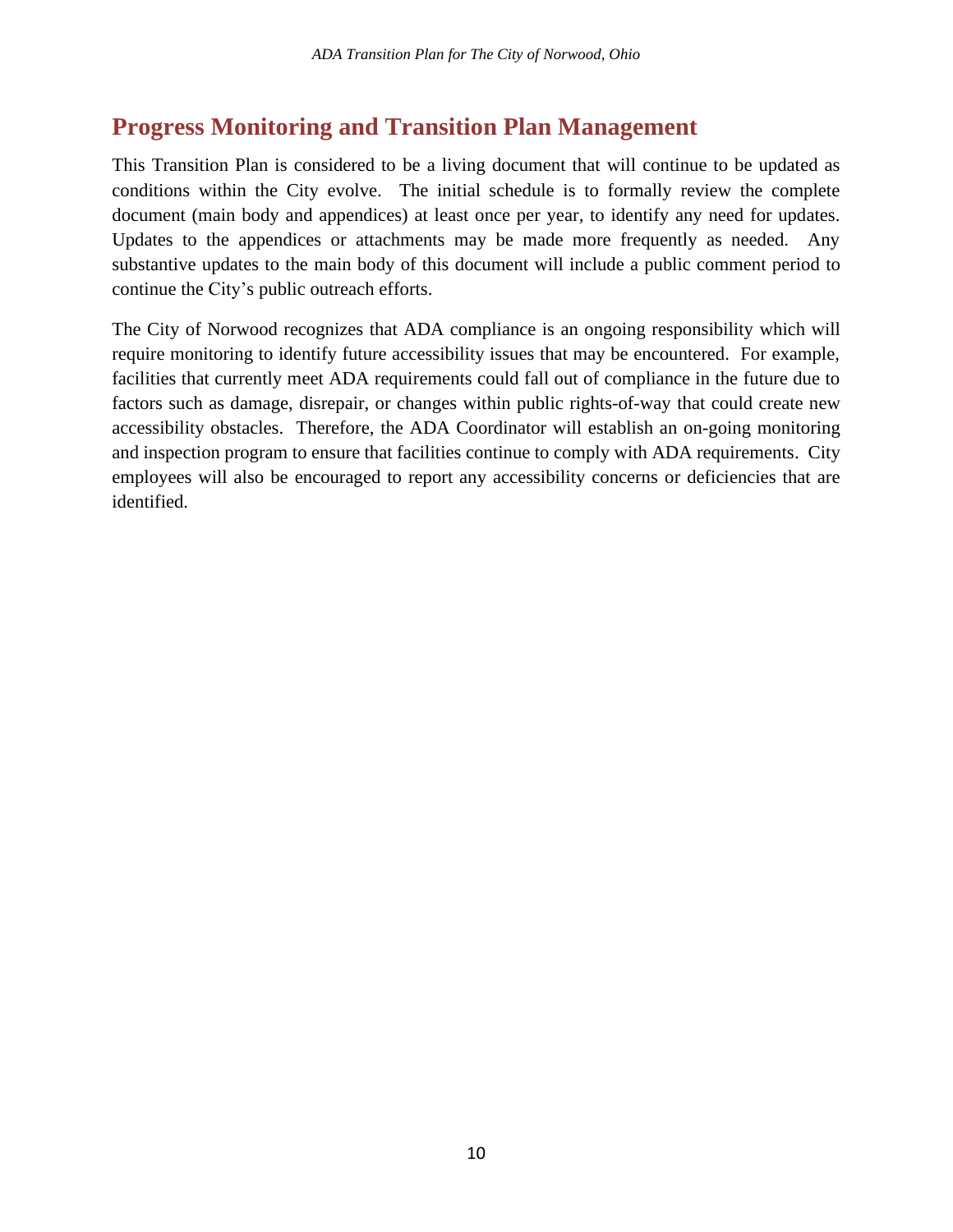## Progress Monitoring and Transition Plan Management

This Transition Plan is considered to be a living document that will continue to be updated as conditions within the City evolve. The initial schedule is to formally review the complete document (main body and appendices) at least once per year, to identify any need for updates. Updates to the appendices or attachments may be made more frequently as needed. Any substantive updates to the main body of this document will include a public comment period to continue the City's public outreach efforts.

The City of Norwood recognizes that ADA compliance is an ongoing responsibility which will require monitoring to identify future accessibility issues that may be encountered. For example, facilities that currently meet ADA requirements could fall out of compliance in the future due to factors such as damage, disrepair, or changes within public rights-of-way that could create new accessibility obstacles. Therefore, the ADA Coordinator will establish an on-going monitoring and inspection program to ensure that facilities continue to comply with ADA requirements. City employees will also be encouraged to report any accessibility concerns or deficiencies that are identified.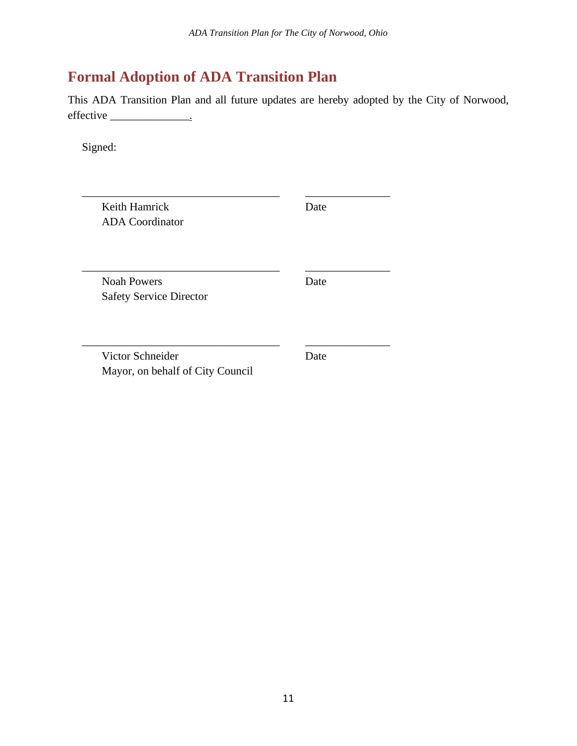## Formal Adoption of ADA Transition Plan

This ADA Transition Plan and all future updates are hereby adopted by the City of Norwood, effective ______________.

Signed:

___________________________________ _______________

Keith Hamrick
ADA Coordinator

Date

___________________________________ _______________

Noah Powers
Safety Service Director

Date

___________________________________ _______________

Victor Schneider
Mayor, on behalf of City Council

Date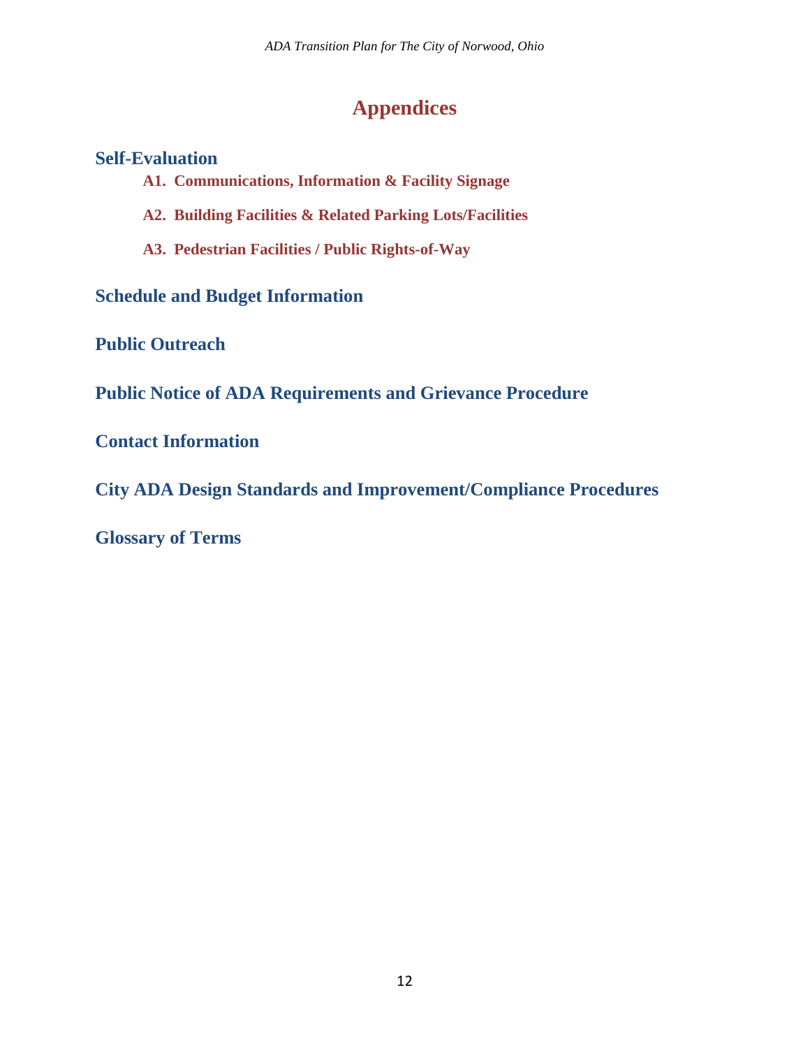# Appendices

## Self-Evaluation

### A1. Communications, Information & Facility Signage

### A2. Building Facilities & Related Parking Lots/Facilities

### A3. Pedestrian Facilities / Public Rights-of-Way

## Schedule and Budget Information

## Public Outreach

## Public Notice of ADA Requirements and Grievance Procedure

## Contact Information

## City ADA Design Standards and Improvement/Compliance Procedures

## Glossary of Terms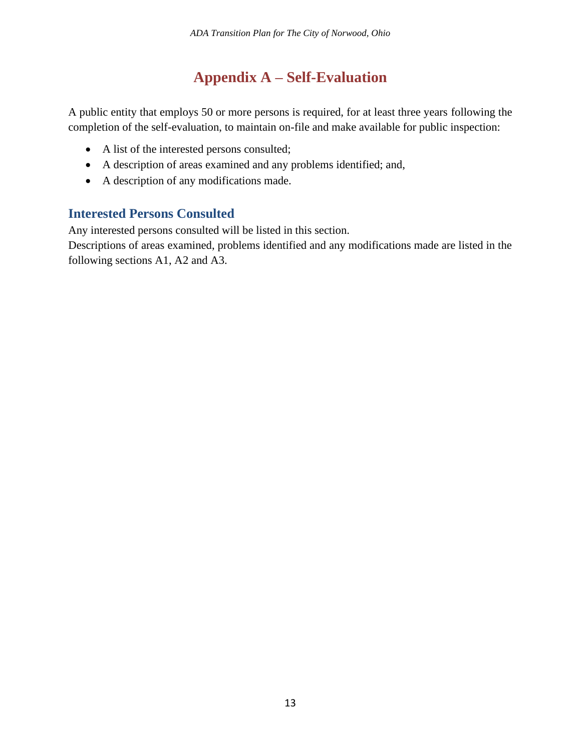# Appendix A – Self-Evaluation

A public entity that employs 50 or more persons is required, for at least three years following the completion of the self-evaluation, to maintain on-file and make available for public inspection:

- A list of the interested persons consulted;
- A description of areas examined and any problems identified; and,
- A description of any modifications made.

## Interested Persons Consulted

Any interested persons consulted will be listed in this section.
Descriptions of areas examined, problems identified and any modifications made are listed in the following sections A1, A2 and A3.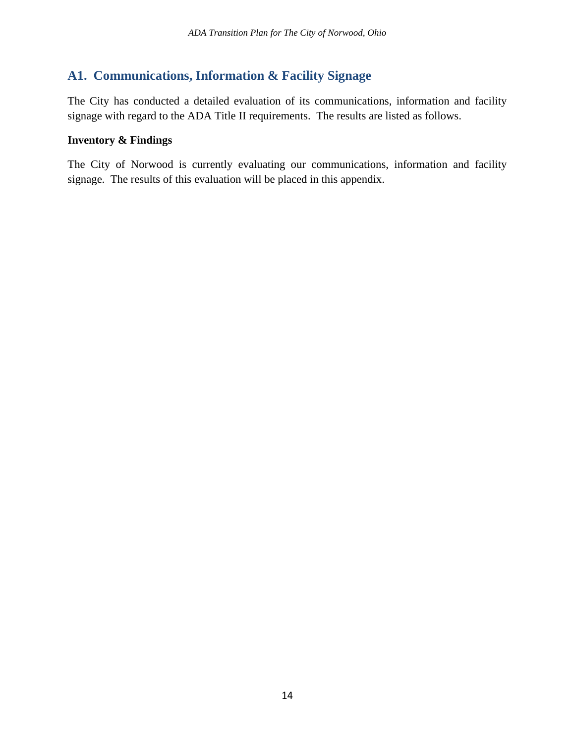## A1. Communications, Information & Facility Signage

The City has conducted a detailed evaluation of its communications, information and facility signage with regard to the ADA Title II requirements. The results are listed as follows.

**Inventory & Findings**

The City of Norwood is currently evaluating our communications, information and facility signage. The results of this evaluation will be placed in this appendix.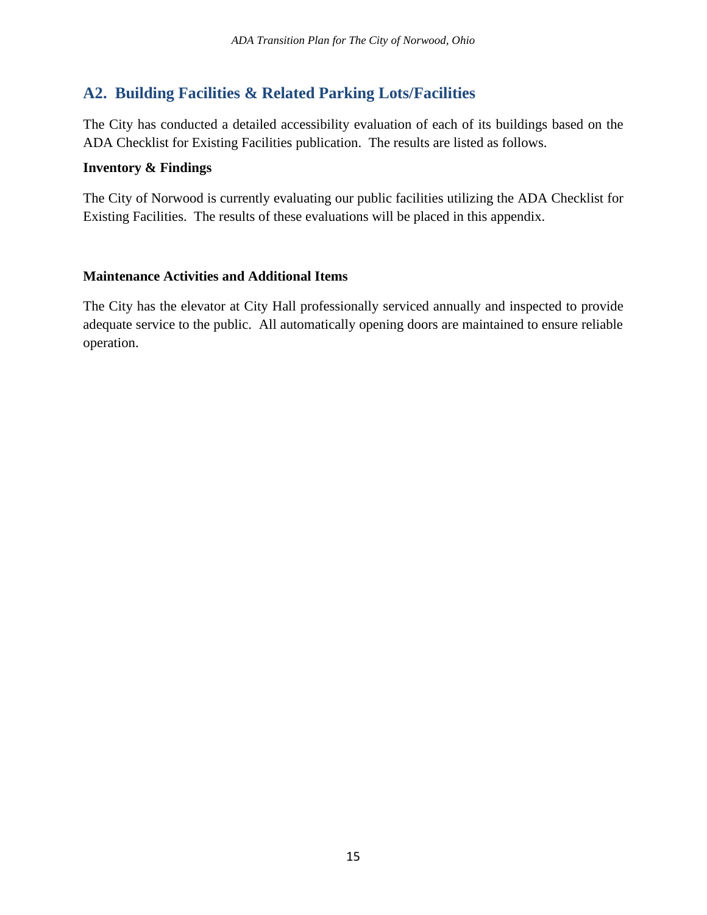## A2. Building Facilities & Related Parking Lots/Facilities

The City has conducted a detailed accessibility evaluation of each of its buildings based on the ADA Checklist for Existing Facilities publication. The results are listed as follows.

**Inventory & Findings**

The City of Norwood is currently evaluating our public facilities utilizing the ADA Checklist for Existing Facilities. The results of these evaluations will be placed in this appendix.

**Maintenance Activities and Additional Items**

The City has the elevator at City Hall professionally serviced annually and inspected to provide adequate service to the public. All automatically opening doors are maintained to ensure reliable operation.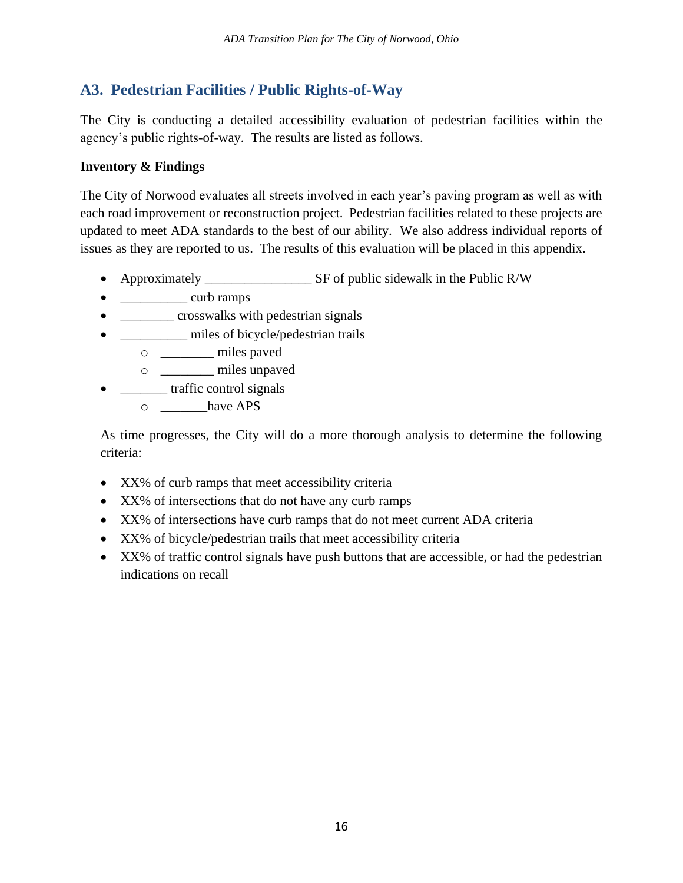## A3. Pedestrian Facilities / Public Rights-of-Way

The City is conducting a detailed accessibility evaluation of pedestrian facilities within the agency's public rights-of-way. The results are listed as follows.

**Inventory & Findings**

The City of Norwood evaluates all streets involved in each year's paving program as well as with each road improvement or reconstruction project. Pedestrian facilities related to these projects are updated to meet ADA standards to the best of our ability. We also address individual reports of issues as they are reported to us. The results of this evaluation will be placed in this appendix.

- Approximately ________________ SF of public sidewalk in the Public R/W
- __________ curb ramps
- ________ crosswalks with pedestrian signals
- __________ miles of bicycle/pedestrian trails
    - ________ miles paved
    - ________ miles unpaved
- _______ traffic control signals
    - _______have APS

As time progresses, the City will do a more thorough analysis to determine the following criteria:

- XX% of curb ramps that meet accessibility criteria
- XX% of intersections that do not have any curb ramps
- XX% of intersections have curb ramps that do not meet current ADA criteria
- XX% of bicycle/pedestrian trails that meet accessibility criteria
- XX% of traffic control signals have push buttons that are accessible, or had the pedestrian indications on recall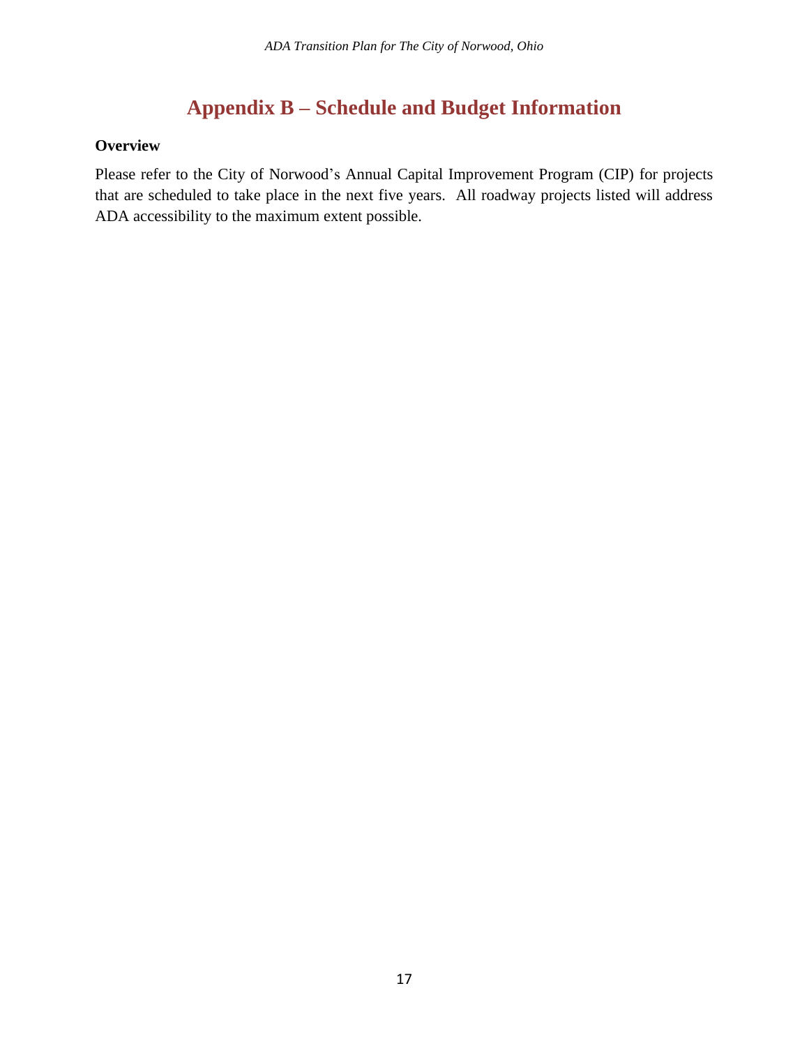# Appendix B – Schedule and Budget Information

**Overview**

Please refer to the City of Norwood's Annual Capital Improvement Program (CIP) for projects that are scheduled to take place in the next five years. All roadway projects listed will address ADA accessibility to the maximum extent possible.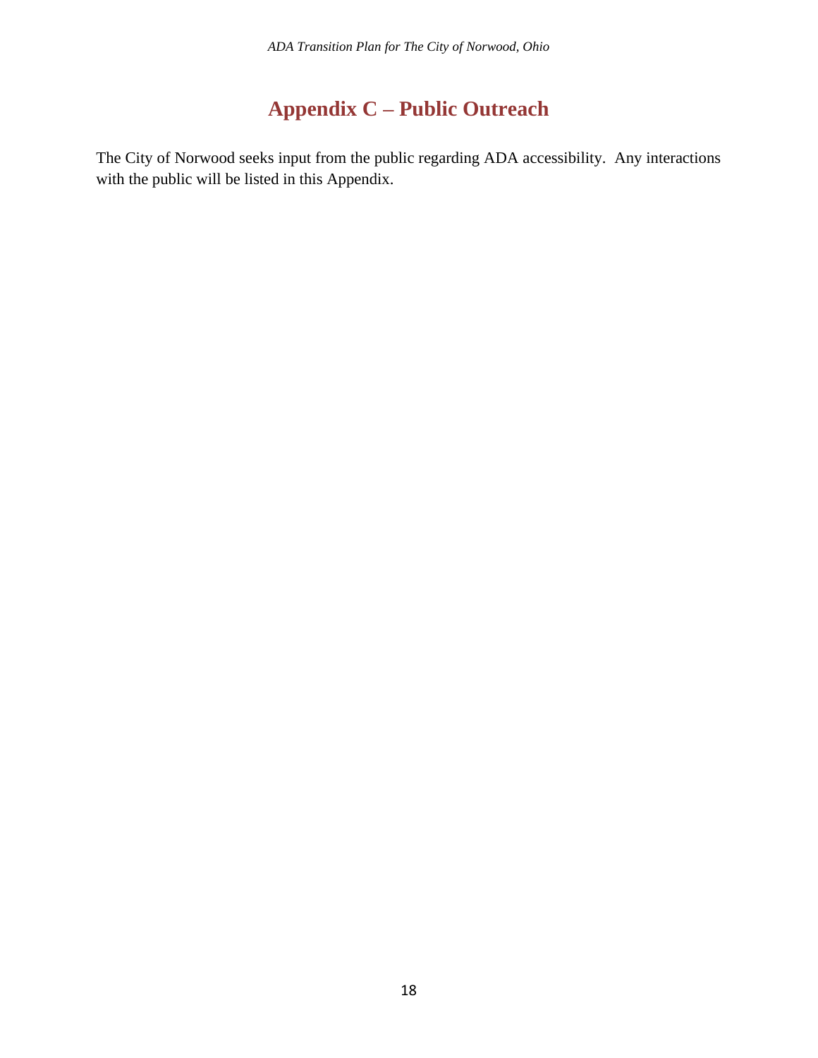# Appendix C – Public Outreach

The City of Norwood seeks input from the public regarding ADA accessibility. Any interactions with the public will be listed in this Appendix.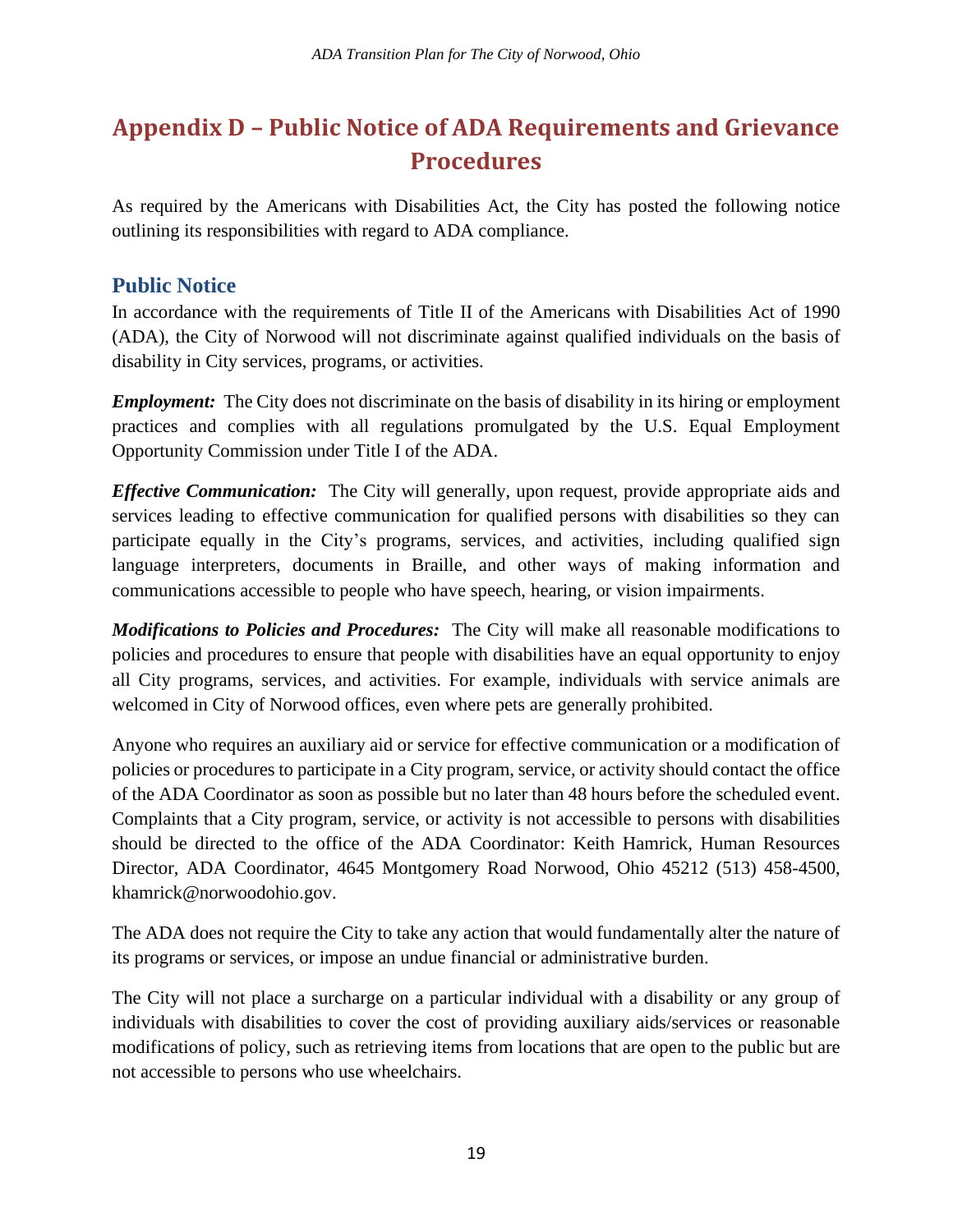# Appendix D – Public Notice of ADA Requirements and Grievance Procedures

As required by the Americans with Disabilities Act, the City has posted the following notice outlining its responsibilities with regard to ADA compliance.

## Public Notice

In accordance with the requirements of Title II of the Americans with Disabilities Act of 1990 (ADA), the City of Norwood will not discriminate against qualified individuals on the basis of disability in City services, programs, or activities.

***Employment:*** The City does not discriminate on the basis of disability in its hiring or employment practices and complies with all regulations promulgated by the U.S. Equal Employment Opportunity Commission under Title I of the ADA.

***Effective Communication:*** The City will generally, upon request, provide appropriate aids and services leading to effective communication for qualified persons with disabilities so they can participate equally in the City's programs, services, and activities, including qualified sign language interpreters, documents in Braille, and other ways of making information and communications accessible to people who have speech, hearing, or vision impairments.

***Modifications to Policies and Procedures:*** The City will make all reasonable modifications to policies and procedures to ensure that people with disabilities have an equal opportunity to enjoy all City programs, services, and activities. For example, individuals with service animals are welcomed in City of Norwood offices, even where pets are generally prohibited.

Anyone who requires an auxiliary aid or service for effective communication or a modification of policies or procedures to participate in a City program, service, or activity should contact the office of the ADA Coordinator as soon as possible but no later than 48 hours before the scheduled event. Complaints that a City program, service, or activity is not accessible to persons with disabilities should be directed to the office of the ADA Coordinator: Keith Hamrick, Human Resources Director, ADA Coordinator, 4645 Montgomery Road Norwood, Ohio 45212 (513) 458-4500, khamrick@norwoodohio.gov.

The ADA does not require the City to take any action that would fundamentally alter the nature of its programs or services, or impose an undue financial or administrative burden.

The City will not place a surcharge on a particular individual with a disability or any group of individuals with disabilities to cover the cost of providing auxiliary aids/services or reasonable modifications of policy, such as retrieving items from locations that are open to the public but are not accessible to persons who use wheelchairs.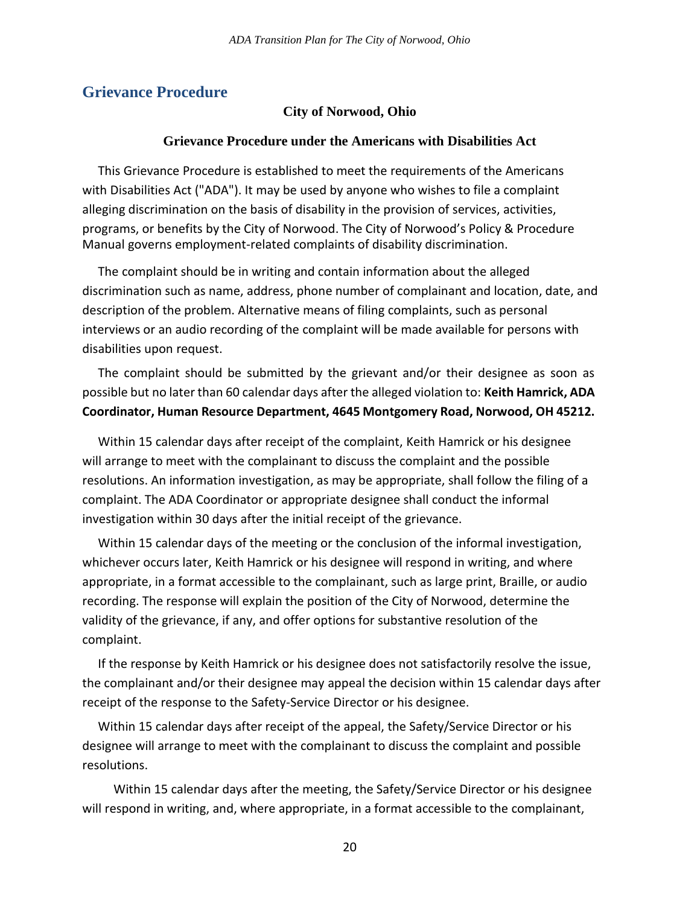## Grievance Procedure

**City of Norwood, Ohio**

**Grievance Procedure under the Americans with Disabilities Act**

This Grievance Procedure is established to meet the requirements of the Americans with Disabilities Act ("ADA"). It may be used by anyone who wishes to file a complaint alleging discrimination on the basis of disability in the provision of services, activities, programs, or benefits by the City of Norwood. The City of Norwood's Policy & Procedure Manual governs employment-related complaints of disability discrimination.

The complaint should be in writing and contain information about the alleged discrimination such as name, address, phone number of complainant and location, date, and description of the problem. Alternative means of filing complaints, such as personal interviews or an audio recording of the complaint will be made available for persons with disabilities upon request.

The complaint should be submitted by the grievant and/or their designee as soon as possible but no later than 60 calendar days after the alleged violation to: **Keith Hamrick, ADA Coordinator, Human Resource Department, 4645 Montgomery Road, Norwood, OH 45212.**

Within 15 calendar days after receipt of the complaint, Keith Hamrick or his designee will arrange to meet with the complainant to discuss the complaint and the possible resolutions. An information investigation, as may be appropriate, shall follow the filing of a complaint. The ADA Coordinator or appropriate designee shall conduct the informal investigation within 30 days after the initial receipt of the grievance.

Within 15 calendar days of the meeting or the conclusion of the informal investigation, whichever occurs later, Keith Hamrick or his designee will respond in writing, and where appropriate, in a format accessible to the complainant, such as large print, Braille, or audio recording. The response will explain the position of the City of Norwood, determine the validity of the grievance, if any, and offer options for substantive resolution of the complaint.

If the response by Keith Hamrick or his designee does not satisfactorily resolve the issue, the complainant and/or their designee may appeal the decision within 15 calendar days after receipt of the response to the Safety-Service Director or his designee.

Within 15 calendar days after receipt of the appeal, the Safety/Service Director or his designee will arrange to meet with the complainant to discuss the complaint and possible resolutions.

Within 15 calendar days after the meeting, the Safety/Service Director or his designee will respond in writing, and, where appropriate, in a format accessible to the complainant,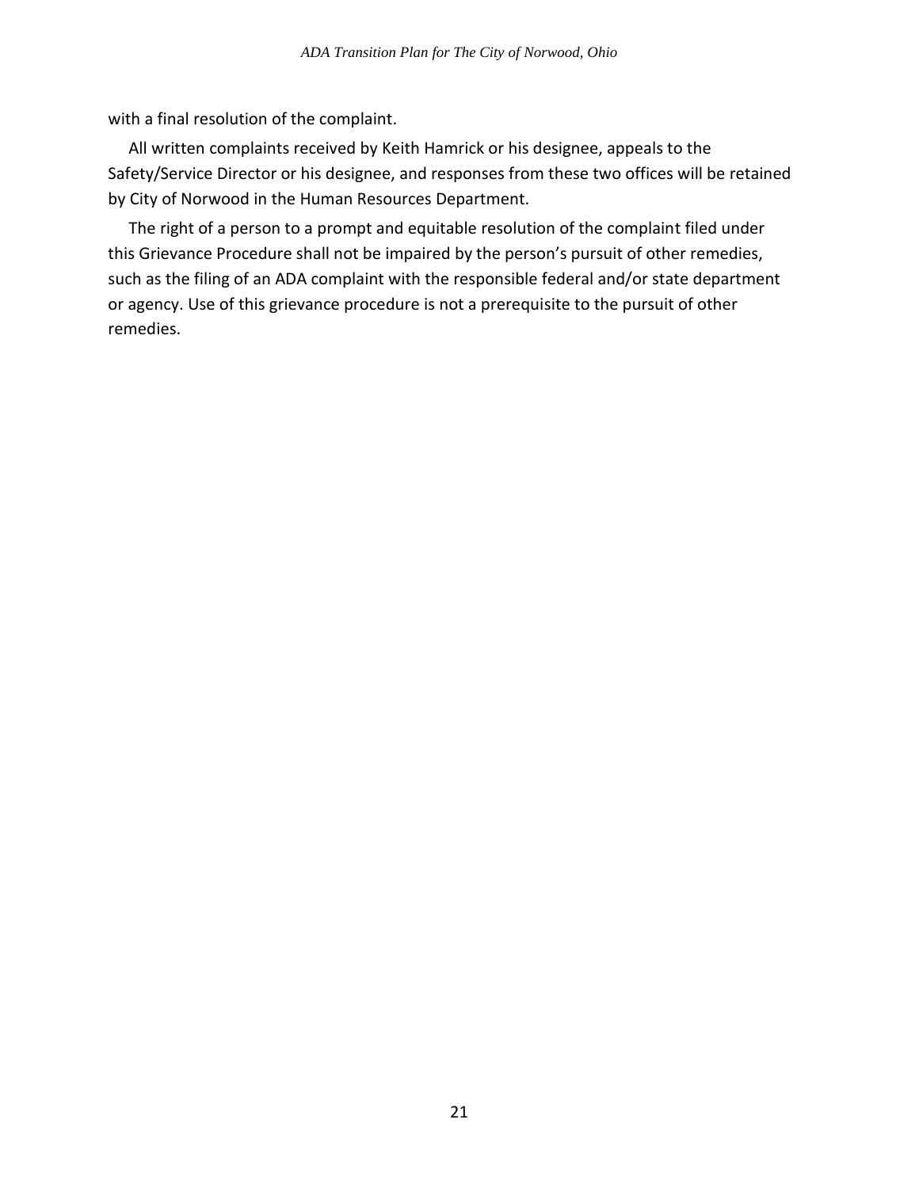with a final resolution of the complaint.

All written complaints received by Keith Hamrick or his designee, appeals to the Safety/Service Director or his designee, and responses from these two offices will be retained by City of Norwood in the Human Resources Department.

The right of a person to a prompt and equitable resolution of the complaint filed under this Grievance Procedure shall not be impaired by the person's pursuit of other remedies, such as the filing of an ADA complaint with the responsible federal and/or state department or agency. Use of this grievance procedure is not a prerequisite to the pursuit of other remedies.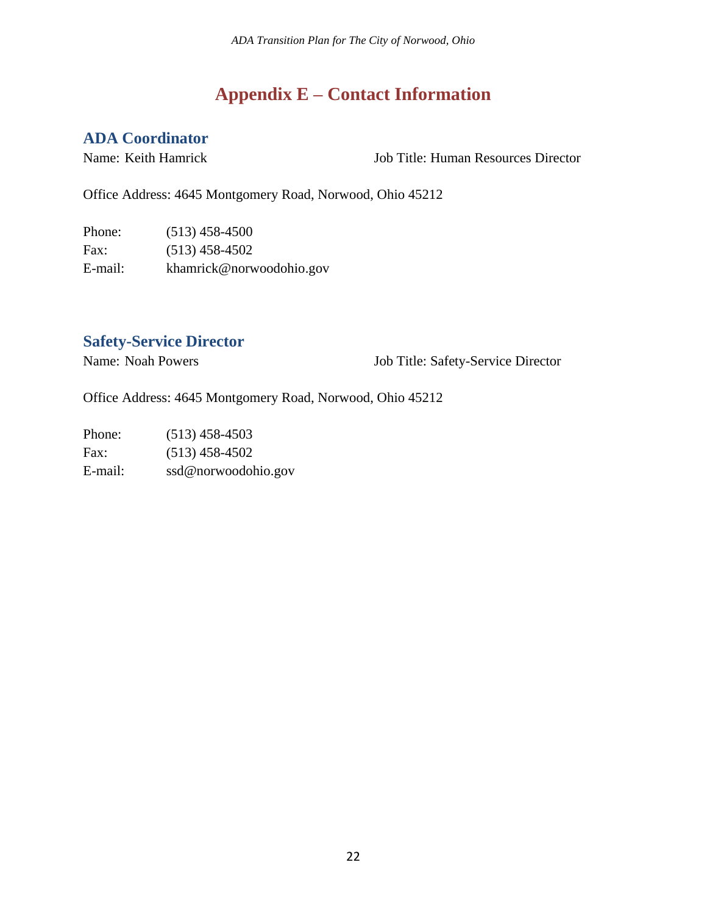# Appendix E – Contact Information

## ADA Coordinator

Name: Keith Hamrick Job Title: Human Resources Director

Office Address: 4645 Montgomery Road, Norwood, Ohio 45212

Phone: (513) 458-4500
Fax: (513) 458-4502
E-mail: khamrick@norwoodohio.gov

## Safety-Service Director

Name: Noah Powers Job Title: Safety-Service Director

Office Address: 4645 Montgomery Road, Norwood, Ohio 45212

Phone: (513) 458-4503
Fax: (513) 458-4502
E-mail: ssd@norwoodohio.gov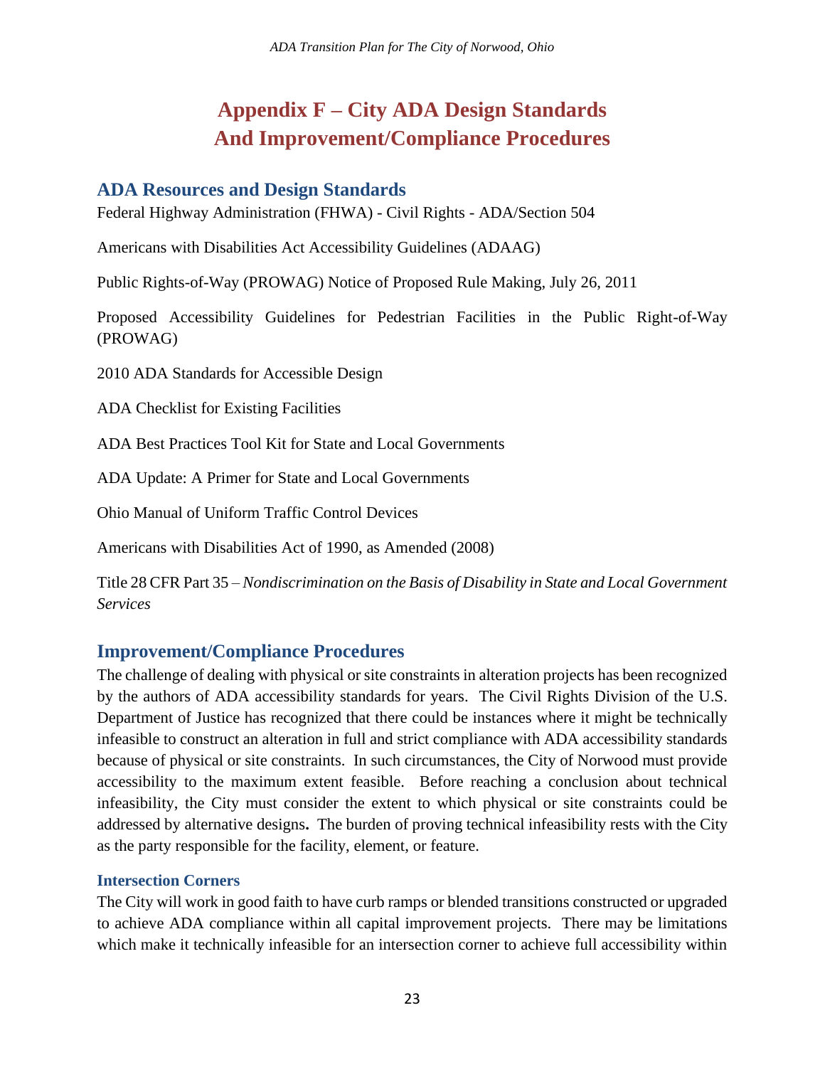# Appendix F – City ADA Design Standards And Improvement/Compliance Procedures

## ADA Resources and Design Standards

Federal Highway Administration (FHWA) - Civil Rights - ADA/Section 504

Americans with Disabilities Act Accessibility Guidelines (ADAAG)

Public Rights-of-Way (PROWAG) Notice of Proposed Rule Making, July 26, 2011

Proposed Accessibility Guidelines for Pedestrian Facilities in the Public Right-of-Way (PROWAG)

2010 ADA Standards for Accessible Design

ADA Checklist for Existing Facilities

ADA Best Practices Tool Kit for State and Local Governments

ADA Update: A Primer for State and Local Governments

Ohio Manual of Uniform Traffic Control Devices

Americans with Disabilities Act of 1990, as Amended (2008)

Title 28 CFR Part 35 – *Nondiscrimination on the Basis of Disability in State and Local Government Services*

## Improvement/Compliance Procedures

The challenge of dealing with physical or site constraints in alteration projects has been recognized by the authors of ADA accessibility standards for years. The Civil Rights Division of the U.S. Department of Justice has recognized that there could be instances where it might be technically infeasible to construct an alteration in full and strict compliance with ADA accessibility standards because of physical or site constraints. In such circumstances, the City of Norwood must provide accessibility to the maximum extent feasible. Before reaching a conclusion about technical infeasibility, the City must consider the extent to which physical or site constraints could be addressed by alternative designs**.** The burden of proving technical infeasibility rests with the City as the party responsible for the facility, element, or feature.

### Intersection Corners

The City will work in good faith to have curb ramps or blended transitions constructed or upgraded to achieve ADA compliance within all capital improvement projects. There may be limitations which make it technically infeasible for an intersection corner to achieve full accessibility within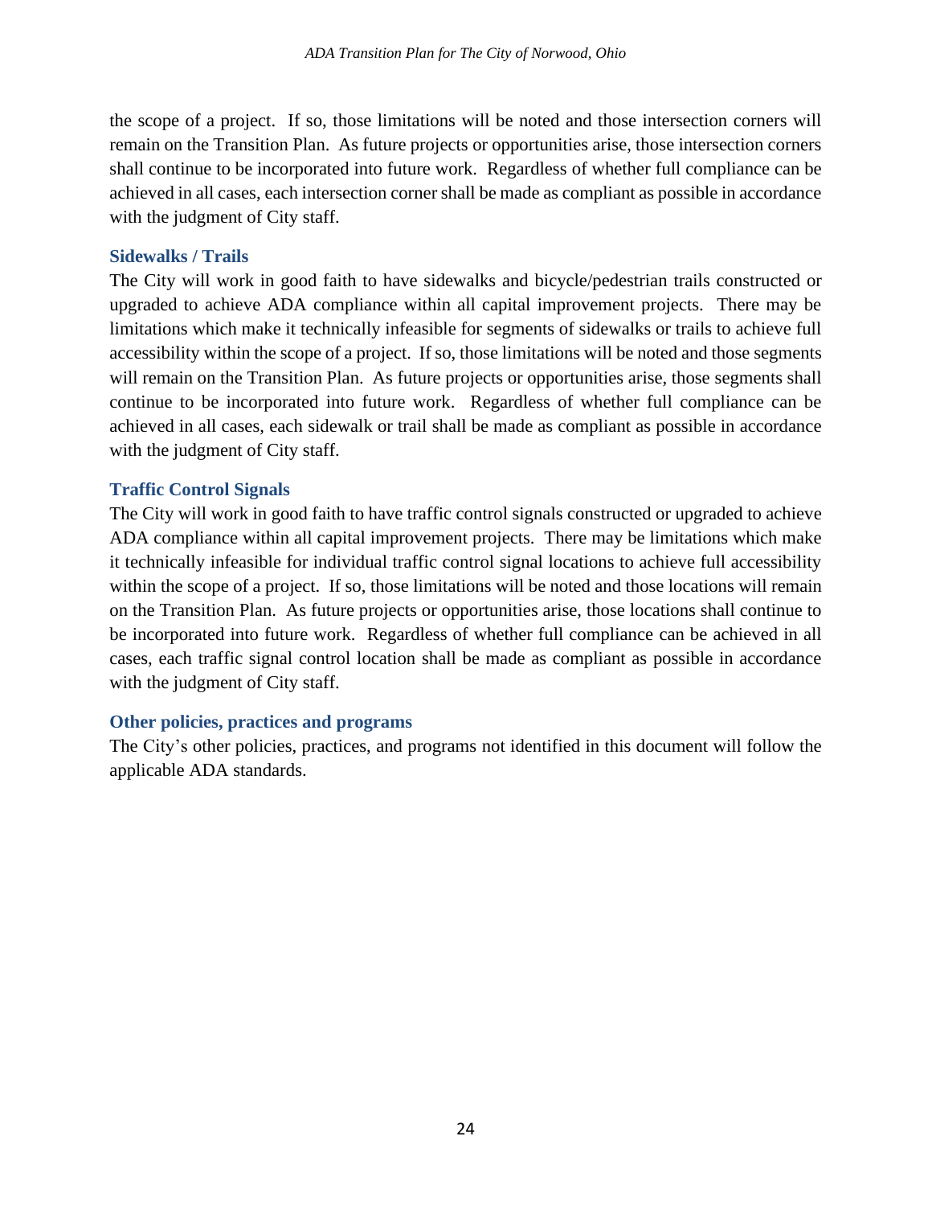the scope of a project. If so, those limitations will be noted and those intersection corners will remain on the Transition Plan. As future projects or opportunities arise, those intersection corners shall continue to be incorporated into future work. Regardless of whether full compliance can be achieved in all cases, each intersection corner shall be made as compliant as possible in accordance with the judgment of City staff.

### Sidewalks / Trails

The City will work in good faith to have sidewalks and bicycle/pedestrian trails constructed or upgraded to achieve ADA compliance within all capital improvement projects. There may be limitations which make it technically infeasible for segments of sidewalks or trails to achieve full accessibility within the scope of a project. If so, those limitations will be noted and those segments will remain on the Transition Plan. As future projects or opportunities arise, those segments shall continue to be incorporated into future work. Regardless of whether full compliance can be achieved in all cases, each sidewalk or trail shall be made as compliant as possible in accordance with the judgment of City staff.

### Traffic Control Signals

The City will work in good faith to have traffic control signals constructed or upgraded to achieve ADA compliance within all capital improvement projects. There may be limitations which make it technically infeasible for individual traffic control signal locations to achieve full accessibility within the scope of a project. If so, those limitations will be noted and those locations will remain on the Transition Plan. As future projects or opportunities arise, those locations shall continue to be incorporated into future work. Regardless of whether full compliance can be achieved in all cases, each traffic signal control location shall be made as compliant as possible in accordance with the judgment of City staff.

### Other policies, practices and programs

The City's other policies, practices, and programs not identified in this document will follow the applicable ADA standards.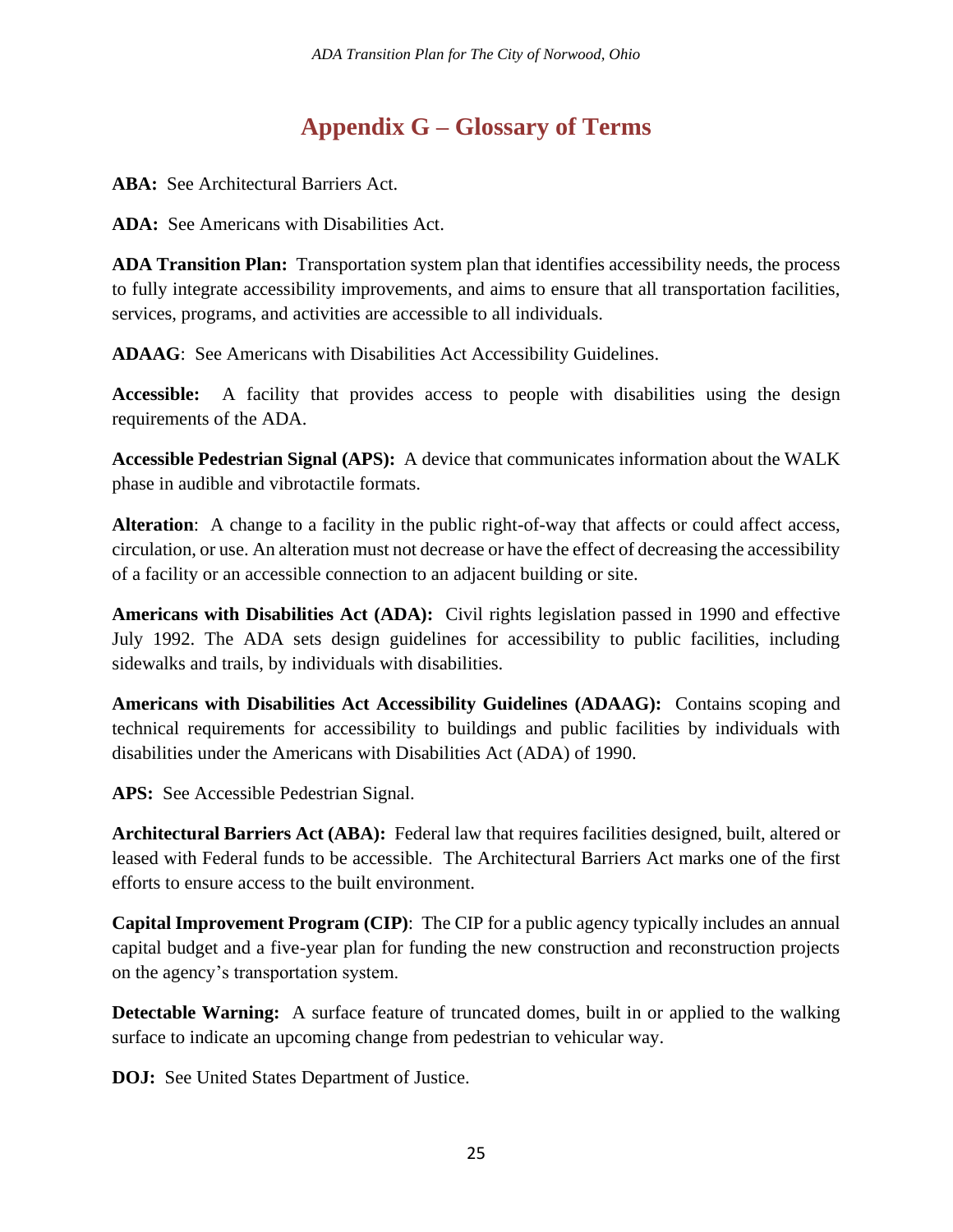# Appendix G – Glossary of Terms

**ABA:** See Architectural Barriers Act.

**ADA:** See Americans with Disabilities Act.

**ADA Transition Plan:** Transportation system plan that identifies accessibility needs, the process to fully integrate accessibility improvements, and aims to ensure that all transportation facilities, services, programs, and activities are accessible to all individuals.

**ADAAG**: See Americans with Disabilities Act Accessibility Guidelines.

**Accessible:** A facility that provides access to people with disabilities using the design requirements of the ADA.

**Accessible Pedestrian Signal (APS):** A device that communicates information about the WALK phase in audible and vibrotactile formats.

**Alteration**: A change to a facility in the public right-of-way that affects or could affect access, circulation, or use. An alteration must not decrease or have the effect of decreasing the accessibility of a facility or an accessible connection to an adjacent building or site.

**Americans with Disabilities Act (ADA):** Civil rights legislation passed in 1990 and effective July 1992. The ADA sets design guidelines for accessibility to public facilities, including sidewalks and trails, by individuals with disabilities.

**Americans with Disabilities Act Accessibility Guidelines (ADAAG):** Contains scoping and technical requirements for accessibility to buildings and public facilities by individuals with disabilities under the Americans with Disabilities Act (ADA) of 1990.

**APS:** See Accessible Pedestrian Signal.

**Architectural Barriers Act (ABA):** Federal law that requires facilities designed, built, altered or leased with Federal funds to be accessible. The Architectural Barriers Act marks one of the first efforts to ensure access to the built environment.

**Capital Improvement Program (CIP)**: The CIP for a public agency typically includes an annual capital budget and a five-year plan for funding the new construction and reconstruction projects on the agency's transportation system.

**Detectable Warning:** A surface feature of truncated domes, built in or applied to the walking surface to indicate an upcoming change from pedestrian to vehicular way.

**DOJ:** See United States Department of Justice.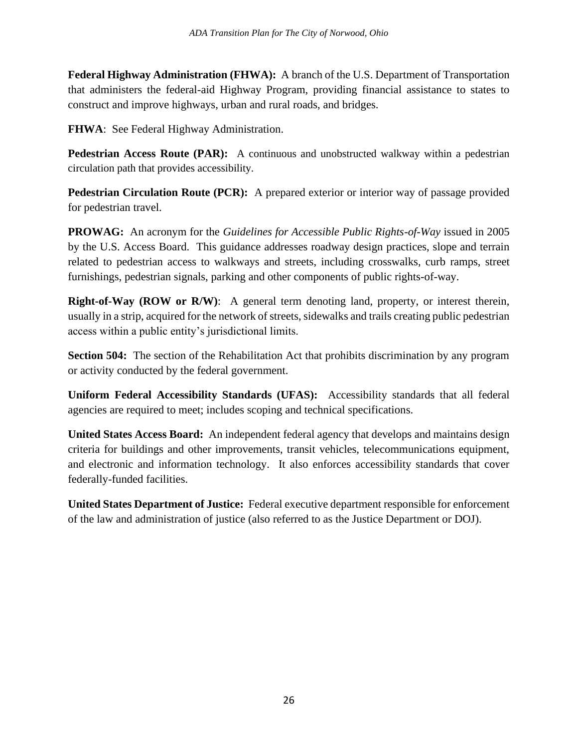**Federal Highway Administration (FHWA):** A branch of the U.S. Department of Transportation that administers the federal-aid Highway Program, providing financial assistance to states to construct and improve highways, urban and rural roads, and bridges.

**FHWA**: See Federal Highway Administration.

**Pedestrian Access Route (PAR):** A continuous and unobstructed walkway within a pedestrian circulation path that provides accessibility.

**Pedestrian Circulation Route (PCR):** A prepared exterior or interior way of passage provided for pedestrian travel.

**PROWAG:** An acronym for the *Guidelines for Accessible Public Rights-of-Way* issued in 2005 by the U.S. Access Board. This guidance addresses roadway design practices, slope and terrain related to pedestrian access to walkways and streets, including crosswalks, curb ramps, street furnishings, pedestrian signals, parking and other components of public rights-of-way.

**Right-of-Way (ROW or R/W)**: A general term denoting land, property, or interest therein, usually in a strip, acquired for the network of streets, sidewalks and trails creating public pedestrian access within a public entity's jurisdictional limits.

**Section 504:** The section of the Rehabilitation Act that prohibits discrimination by any program or activity conducted by the federal government.

**Uniform Federal Accessibility Standards (UFAS):** Accessibility standards that all federal agencies are required to meet; includes scoping and technical specifications.

**United States Access Board:** An independent federal agency that develops and maintains design criteria for buildings and other improvements, transit vehicles, telecommunications equipment, and electronic and information technology. It also enforces accessibility standards that cover federally-funded facilities.

**United States Department of Justice:** Federal executive department responsible for enforcement of the law and administration of justice (also referred to as the Justice Department or DOJ).